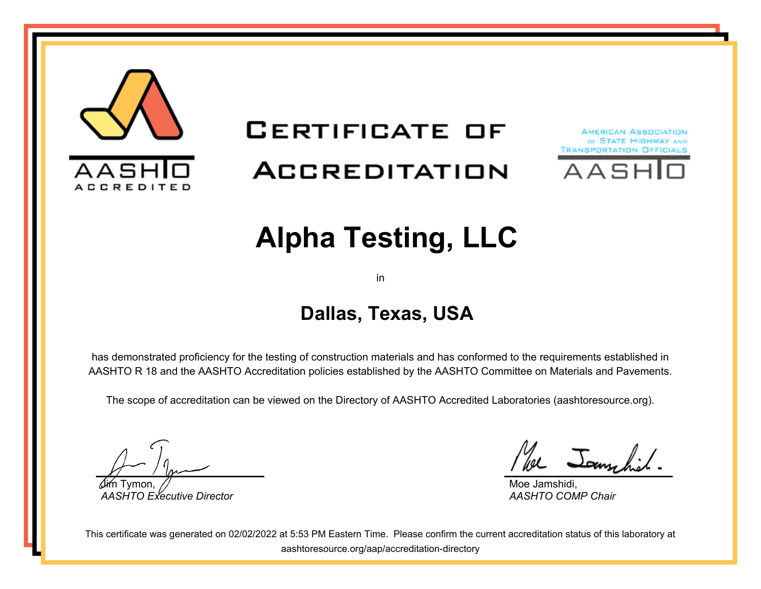AASHTO ACCREDITED

# Certificate of Accreditation

AMERICAN ASSOCIATION OF STATE HIGHWAY AND TRANSPORTATION OFFICIALS
AASHTO

## Alpha Testing, LLC

in

### Dallas, Texas, USA

has demonstrated proficiency for the testing of construction materials and has conformed to the requirements established in AASHTO R 18 and the AASHTO Accreditation policies established by the AASHTO Committee on Materials and Pavements.

The scope of accreditation can be viewed on the Directory of AASHTO Accredited Laboratories (aashtoresource.org).

Jim Tymon,
*AASHTO Executive Director*

Moe Jamshidi,
*AASHTO COMP Chair*

This certificate was generated on 02/02/2022 at 5:53 PM Eastern Time. Please confirm the current accreditation status of this laboratory at aashtoresource.org/aap/accreditation-directory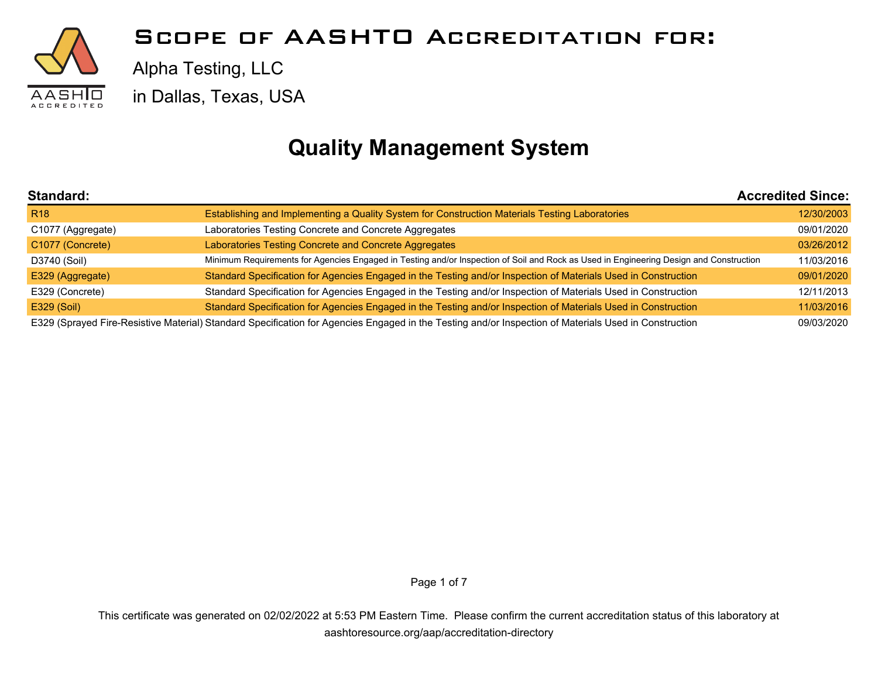# Scope of AASHTO Accreditation for:

Alpha Testing, LLC

in Dallas, Texas, USA

## Quality Management System

| Standard: | | Accredited Since: |
|---|---|---|
| R18 | Establishing and Implementing a Quality System for Construction Materials Testing Laboratories | 12/30/2003 |
| C1077 (Aggregate) | Laboratories Testing Concrete and Concrete Aggregates | 09/01/2020 |
| C1077 (Concrete) | Laboratories Testing Concrete and Concrete Aggregates | 03/26/2012 |
| D3740 (Soil) | Minimum Requirements for Agencies Engaged in Testing and/or Inspection of Soil and Rock as Used in Engineering Design and Construction | 11/03/2016 |
| E329 (Aggregate) | Standard Specification for Agencies Engaged in the Testing and/or Inspection of Materials Used in Construction | 09/01/2020 |
| E329 (Concrete) | Standard Specification for Agencies Engaged in the Testing and/or Inspection of Materials Used in Construction | 12/11/2013 |
| E329 (Soil) | Standard Specification for Agencies Engaged in the Testing and/or Inspection of Materials Used in Construction | 11/03/2016 |
| E329 (Sprayed Fire-Resistive Material) | Standard Specification for Agencies Engaged in the Testing and/or Inspection of Materials Used in Construction | 09/03/2020 |

This certificate was generated on 02/02/2022 at 5:53 PM Eastern Time. Please confirm the current accreditation status of this laboratory at aashtoresource.org/aap/accreditation-directory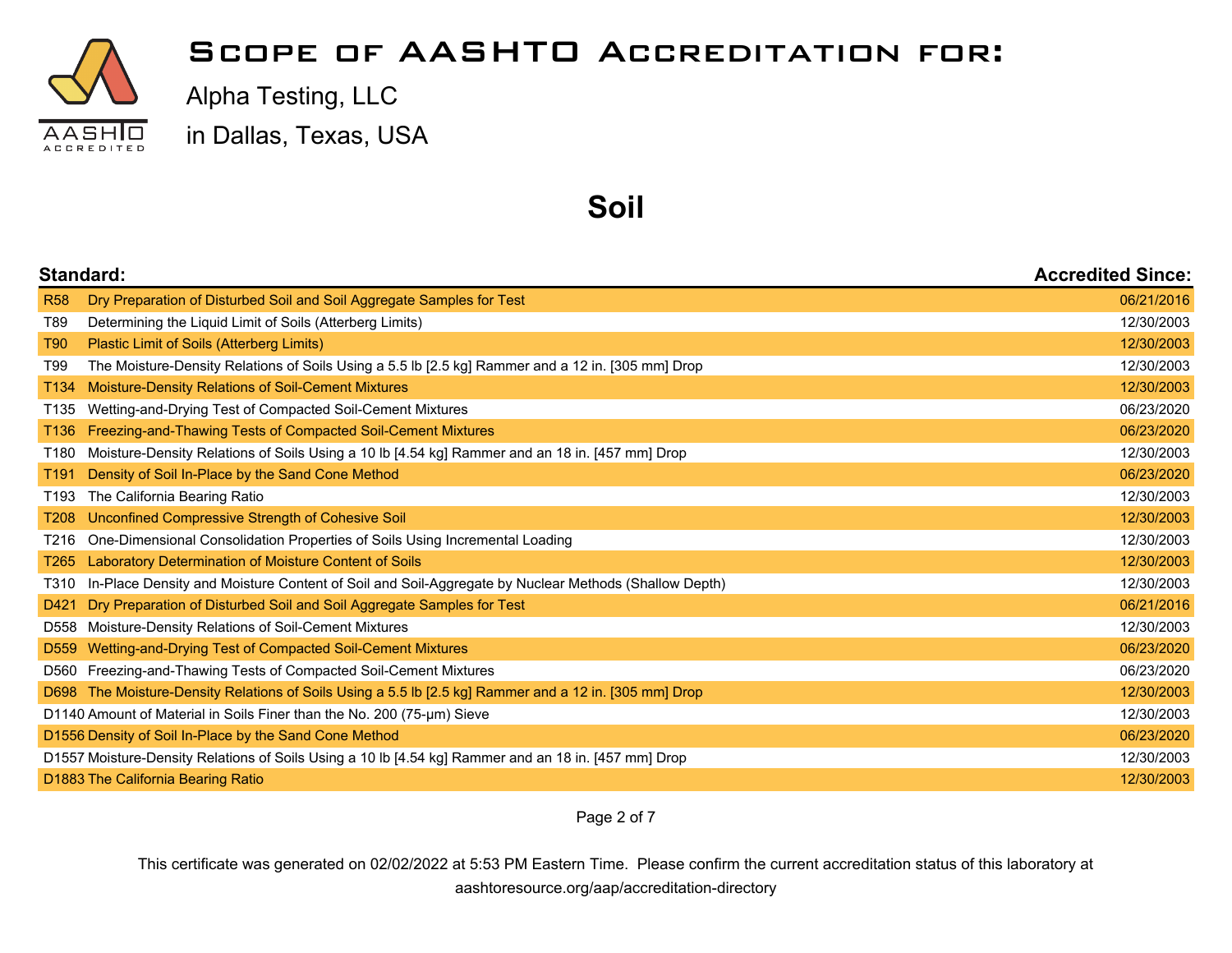# Scope of AASHTO Accreditation for:

Alpha Testing, LLC

in Dallas, Texas, USA

## Soil

| Standard: | | Accredited Since: |
|---|---|---|
| R58 | Dry Preparation of Disturbed Soil and Soil Aggregate Samples for Test | 06/21/2016 |
| T89 | Determining the Liquid Limit of Soils (Atterberg Limits) | 12/30/2003 |
| T90 | Plastic Limit of Soils (Atterberg Limits) | 12/30/2003 |
| T99 | The Moisture-Density Relations of Soils Using a 5.5 lb [2.5 kg] Rammer and a 12 in. [305 mm] Drop | 12/30/2003 |
| T134 | Moisture-Density Relations of Soil-Cement Mixtures | 12/30/2003 |
| T135 | Wetting-and-Drying Test of Compacted Soil-Cement Mixtures | 06/23/2020 |
| T136 | Freezing-and-Thawing Tests of Compacted Soil-Cement Mixtures | 06/23/2020 |
| T180 | Moisture-Density Relations of Soils Using a 10 lb [4.54 kg] Rammer and an 18 in. [457 mm] Drop | 12/30/2003 |
| T191 | Density of Soil In-Place by the Sand Cone Method | 06/23/2020 |
| T193 | The California Bearing Ratio | 12/30/2003 |
| T208 | Unconfined Compressive Strength of Cohesive Soil | 12/30/2003 |
| T216 | One-Dimensional Consolidation Properties of Soils Using Incremental Loading | 12/30/2003 |
| T265 | Laboratory Determination of Moisture Content of Soils | 12/30/2003 |
| T310 | In-Place Density and Moisture Content of Soil and Soil-Aggregate by Nuclear Methods (Shallow Depth) | 12/30/2003 |
| D421 | Dry Preparation of Disturbed Soil and Soil Aggregate Samples for Test | 06/21/2016 |
| D558 | Moisture-Density Relations of Soil-Cement Mixtures | 12/30/2003 |
| D559 | Wetting-and-Drying Test of Compacted Soil-Cement Mixtures | 06/23/2020 |
| D560 | Freezing-and-Thawing Tests of Compacted Soil-Cement Mixtures | 06/23/2020 |
| D698 | The Moisture-Density Relations of Soils Using a 5.5 lb [2.5 kg] Rammer and a 12 in. [305 mm] Drop | 12/30/2003 |
| D1140 | Amount of Material in Soils Finer than the No. 200 (75-μm) Sieve | 12/30/2003 |
| D1556 | Density of Soil In-Place by the Sand Cone Method | 06/23/2020 |
| D1557 | Moisture-Density Relations of Soils Using a 10 lb [4.54 kg] Rammer and an 18 in. [457 mm] Drop | 12/30/2003 |
| D1883 | The California Bearing Ratio | 12/30/2003 |

This certificate was generated on 02/02/2022 at 5:53 PM Eastern Time. Please confirm the current accreditation status of this laboratory at aashtoresource.org/aap/accreditation-directory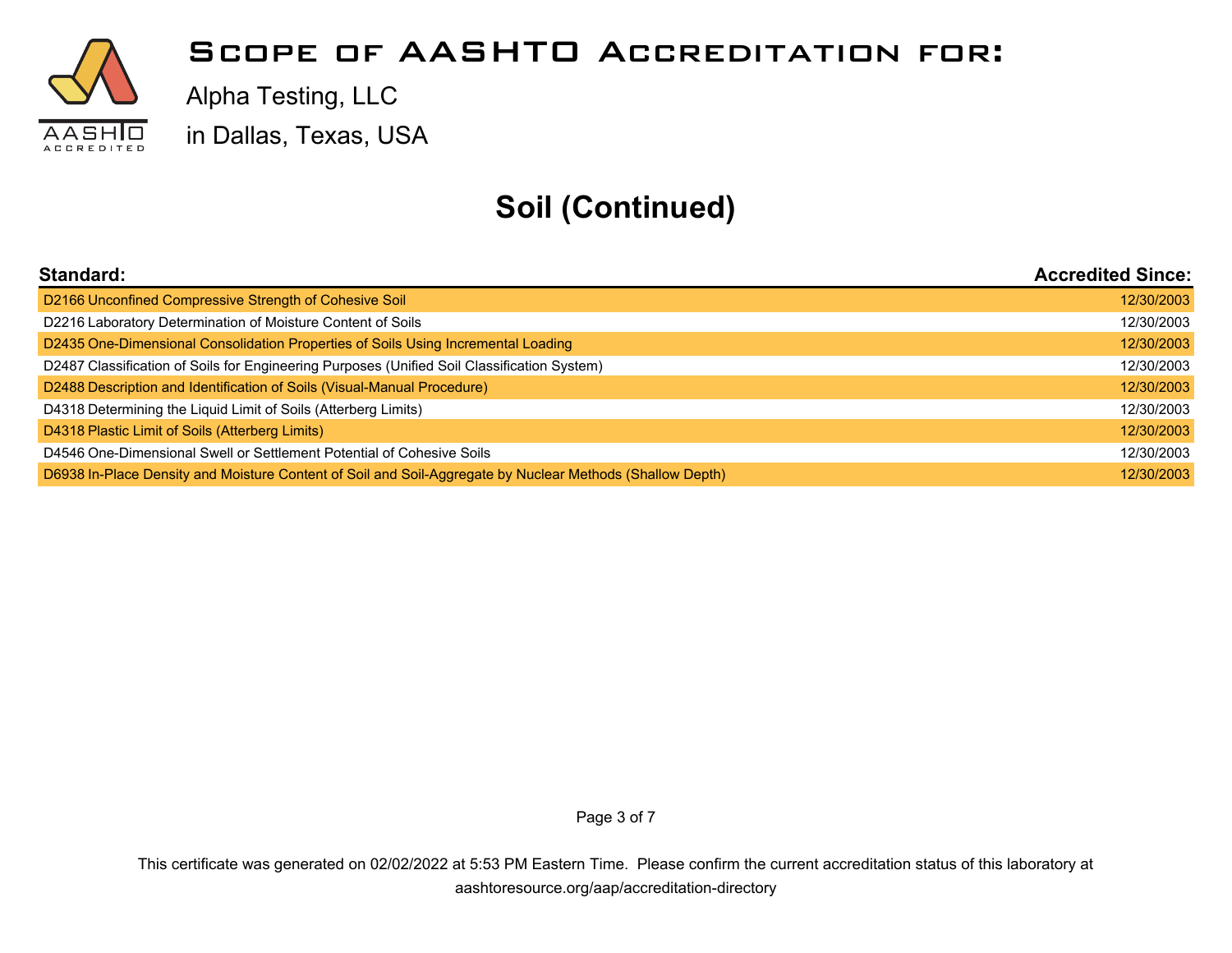# Scope of AASHTO Accreditation for:

Alpha Testing, LLC

in Dallas, Texas, USA

## Soil (Continued)

| Standard: | Accredited Since: |
|---|---|
| D2166 Unconfined Compressive Strength of Cohesive Soil | 12/30/2003 |
| D2216 Laboratory Determination of Moisture Content of Soils | 12/30/2003 |
| D2435 One-Dimensional Consolidation Properties of Soils Using Incremental Loading | 12/30/2003 |
| D2487 Classification of Soils for Engineering Purposes (Unified Soil Classification System) | 12/30/2003 |
| D2488 Description and Identification of Soils (Visual-Manual Procedure) | 12/30/2003 |
| D4318 Determining the Liquid Limit of Soils (Atterberg Limits) | 12/30/2003 |
| D4318 Plastic Limit of Soils (Atterberg Limits) | 12/30/2003 |
| D4546 One-Dimensional Swell or Settlement Potential of Cohesive Soils | 12/30/2003 |
| D6938 In-Place Density and Moisture Content of Soil and Soil-Aggregate by Nuclear Methods (Shallow Depth) | 12/30/2003 |

This certificate was generated on 02/02/2022 at 5:53 PM Eastern Time. Please confirm the current accreditation status of this laboratory at aashtoresource.org/aap/accreditation-directory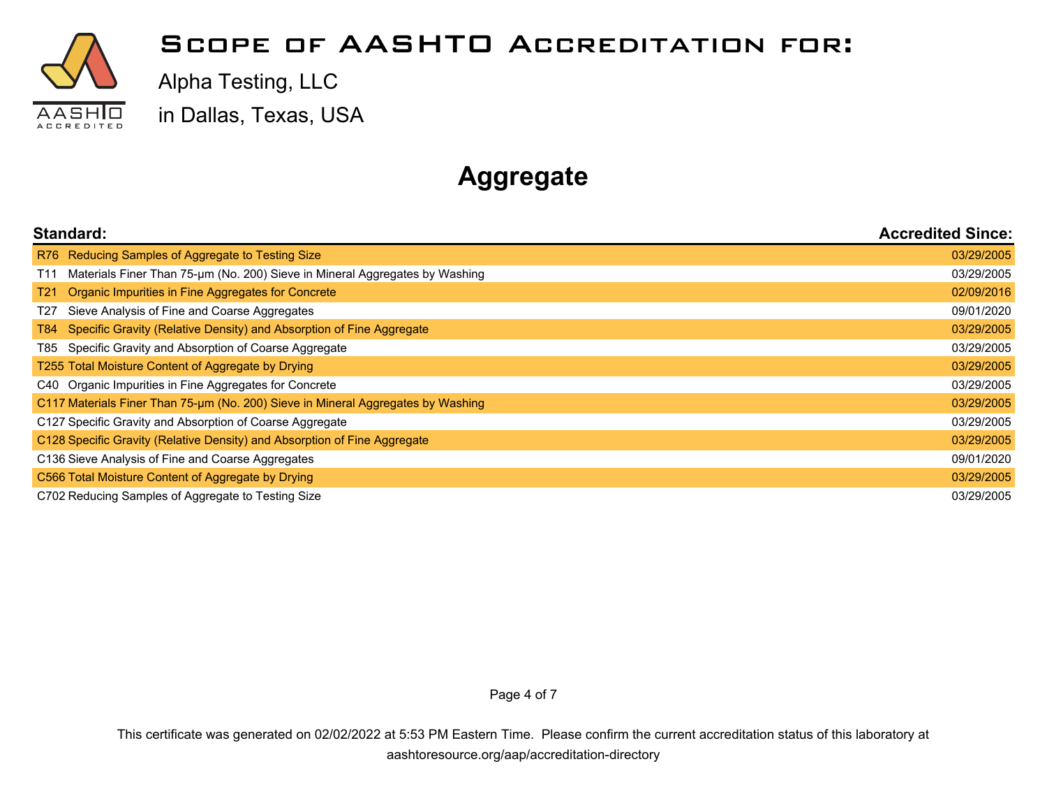# Scope of AASHTO Accreditation for:

Alpha Testing, LLC

in Dallas, Texas, USA

## Aggregate

| Standard: | | Accredited Since: |
|---|---|---|
| R76 | Reducing Samples of Aggregate to Testing Size | 03/29/2005 |
| T11 | Materials Finer Than 75-μm (No. 200) Sieve in Mineral Aggregates by Washing | 03/29/2005 |
| T21 | Organic Impurities in Fine Aggregates for Concrete | 02/09/2016 |
| T27 | Sieve Analysis of Fine and Coarse Aggregates | 09/01/2020 |
| T84 | Specific Gravity (Relative Density) and Absorption of Fine Aggregate | 03/29/2005 |
| T85 | Specific Gravity and Absorption of Coarse Aggregate | 03/29/2005 |
| T255 | Total Moisture Content of Aggregate by Drying | 03/29/2005 |
| C40 | Organic Impurities in Fine Aggregates for Concrete | 03/29/2005 |
| C117 | Materials Finer Than 75-μm (No. 200) Sieve in Mineral Aggregates by Washing | 03/29/2005 |
| C127 | Specific Gravity and Absorption of Coarse Aggregate | 03/29/2005 |
| C128 | Specific Gravity (Relative Density) and Absorption of Fine Aggregate | 03/29/2005 |
| C136 | Sieve Analysis of Fine and Coarse Aggregates | 09/01/2020 |
| C566 | Total Moisture Content of Aggregate by Drying | 03/29/2005 |
| C702 | Reducing Samples of Aggregate to Testing Size | 03/29/2005 |

This certificate was generated on 02/02/2022 at 5:53 PM Eastern Time. Please confirm the current accreditation status of this laboratory at aashtoresource.org/aap/accreditation-directory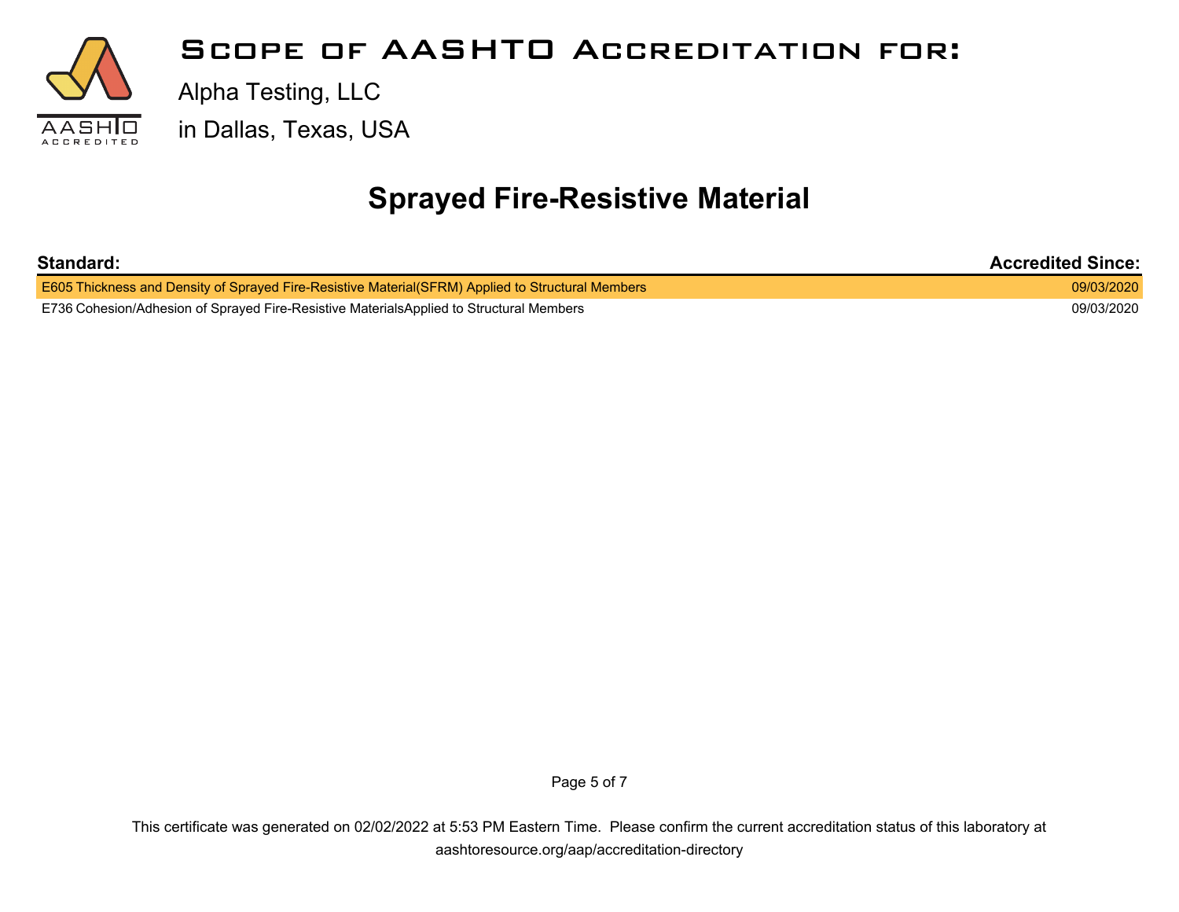# Scope of AASHTO Accreditation for:

Alpha Testing, LLC

in Dallas, Texas, USA

## Sprayed Fire-Resistive Material

| Standard: | Accredited Since: |
|---|---|
| E605 Thickness and Density of Sprayed Fire-Resistive Material(SFRM) Applied to Structural Members | 09/03/2020 |
| E736 Cohesion/Adhesion of Sprayed Fire-Resistive MaterialsApplied to Structural Members | 09/03/2020 |

This certificate was generated on 02/02/2022 at 5:53 PM Eastern Time. Please confirm the current accreditation status of this laboratory at aashtoresource.org/aap/accreditation-directory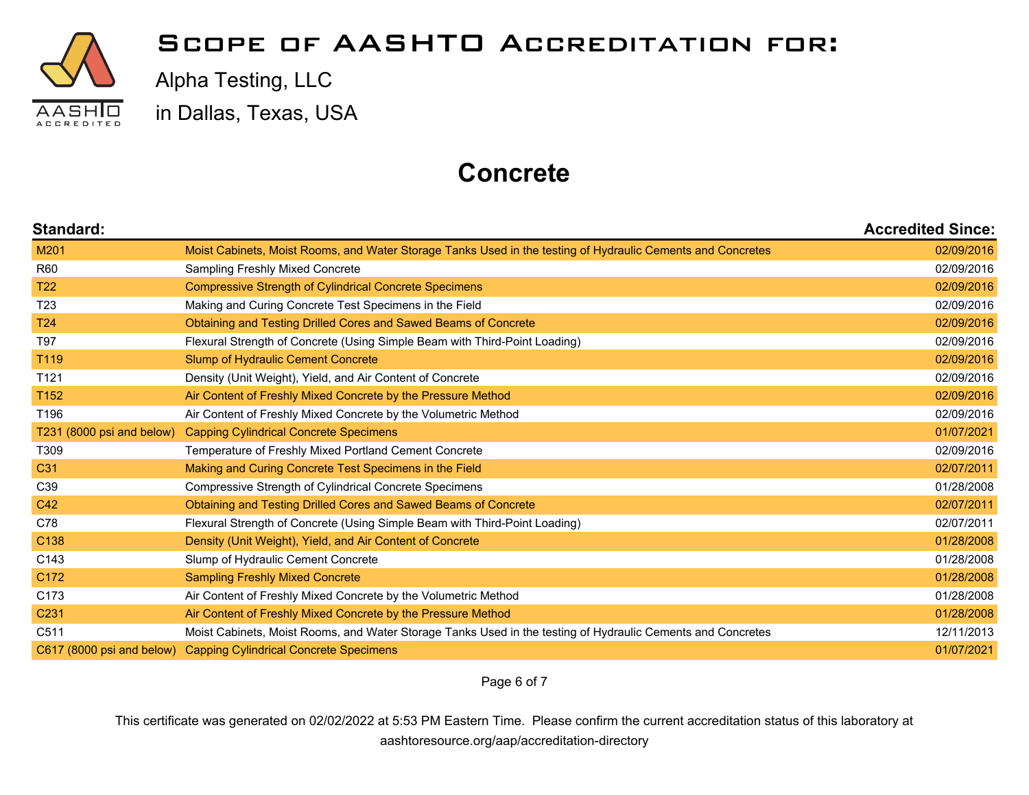# Scope of AASHTO Accreditation for:

Alpha Testing, LLC

in Dallas, Texas, USA

## Concrete

| Standard: | | Accredited Since: |
|---|---|---|
| M201 | Moist Cabinets, Moist Rooms, and Water Storage Tanks Used in the testing of Hydraulic Cements and Concretes | 02/09/2016 |
| R60 | Sampling Freshly Mixed Concrete | 02/09/2016 |
| T22 | Compressive Strength of Cylindrical Concrete Specimens | 02/09/2016 |
| T23 | Making and Curing Concrete Test Specimens in the Field | 02/09/2016 |
| T24 | Obtaining and Testing Drilled Cores and Sawed Beams of Concrete | 02/09/2016 |
| T97 | Flexural Strength of Concrete (Using Simple Beam with Third-Point Loading) | 02/09/2016 |
| T119 | Slump of Hydraulic Cement Concrete | 02/09/2016 |
| T121 | Density (Unit Weight), Yield, and Air Content of Concrete | 02/09/2016 |
| T152 | Air Content of Freshly Mixed Concrete by the Pressure Method | 02/09/2016 |
| T196 | Air Content of Freshly Mixed Concrete by the Volumetric Method | 02/09/2016 |
| T231 (8000 psi and below) | Capping Cylindrical Concrete Specimens | 01/07/2021 |
| T309 | Temperature of Freshly Mixed Portland Cement Concrete | 02/09/2016 |
| C31 | Making and Curing Concrete Test Specimens in the Field | 02/07/2011 |
| C39 | Compressive Strength of Cylindrical Concrete Specimens | 01/28/2008 |
| C42 | Obtaining and Testing Drilled Cores and Sawed Beams of Concrete | 02/07/2011 |
| C78 | Flexural Strength of Concrete (Using Simple Beam with Third-Point Loading) | 02/07/2011 |
| C138 | Density (Unit Weight), Yield, and Air Content of Concrete | 01/28/2008 |
| C143 | Slump of Hydraulic Cement Concrete | 01/28/2008 |
| C172 | Sampling Freshly Mixed Concrete | 01/28/2008 |
| C173 | Air Content of Freshly Mixed Concrete by the Volumetric Method | 01/28/2008 |
| C231 | Air Content of Freshly Mixed Concrete by the Pressure Method | 01/28/2008 |
| C511 | Moist Cabinets, Moist Rooms, and Water Storage Tanks Used in the testing of Hydraulic Cements and Concretes | 12/11/2013 |
| C617 (8000 psi and below) | Capping Cylindrical Concrete Specimens | 01/07/2021 |

This certificate was generated on 02/02/2022 at 5:53 PM Eastern Time. Please confirm the current accreditation status of this laboratory at aashtoresource.org/aap/accreditation-directory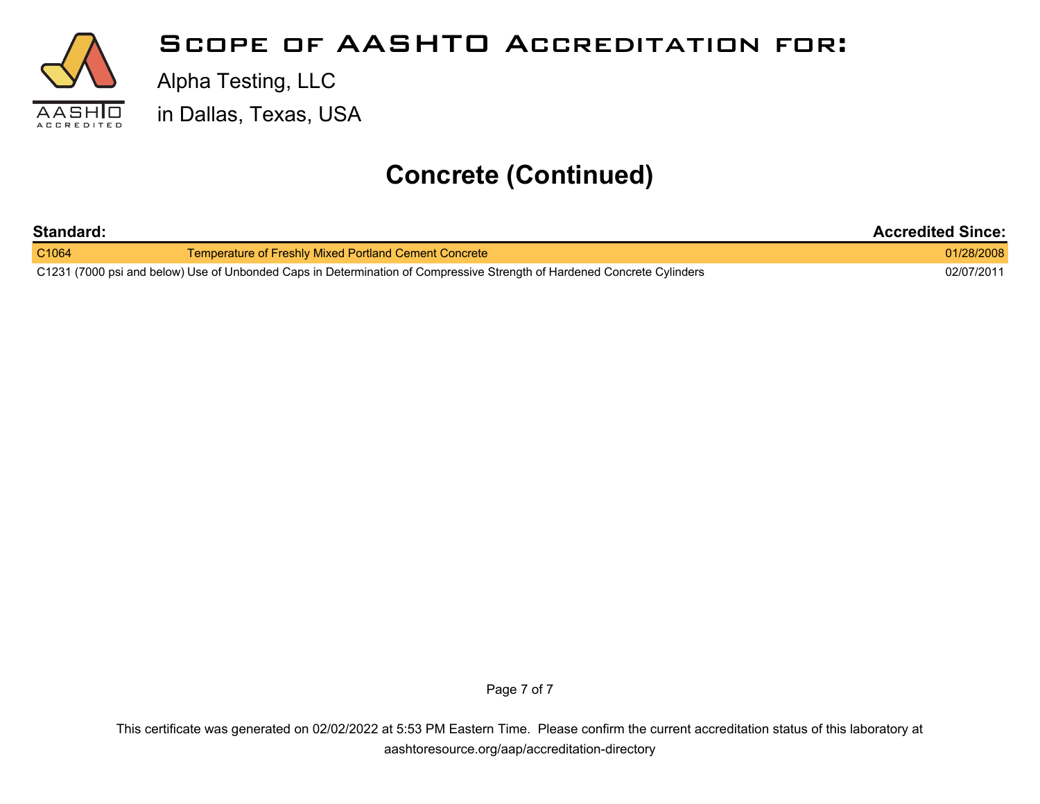# Scope of AASHTO Accreditation for:

Alpha Testing, LLC

in Dallas, Texas, USA

## Concrete (Continued)

| Standard: | | Accredited Since: |
|---|---|---|
| C1064 | Temperature of Freshly Mixed Portland Cement Concrete | 01/28/2008 |
| C1231 (7000 psi and below) | Use of Unbonded Caps in Determination of Compressive Strength of Hardened Concrete Cylinders | 02/07/2011 |

This certificate was generated on 02/02/2022 at 5:53 PM Eastern Time. Please confirm the current accreditation status of this laboratory at aashtoresource.org/aap/accreditation-directory